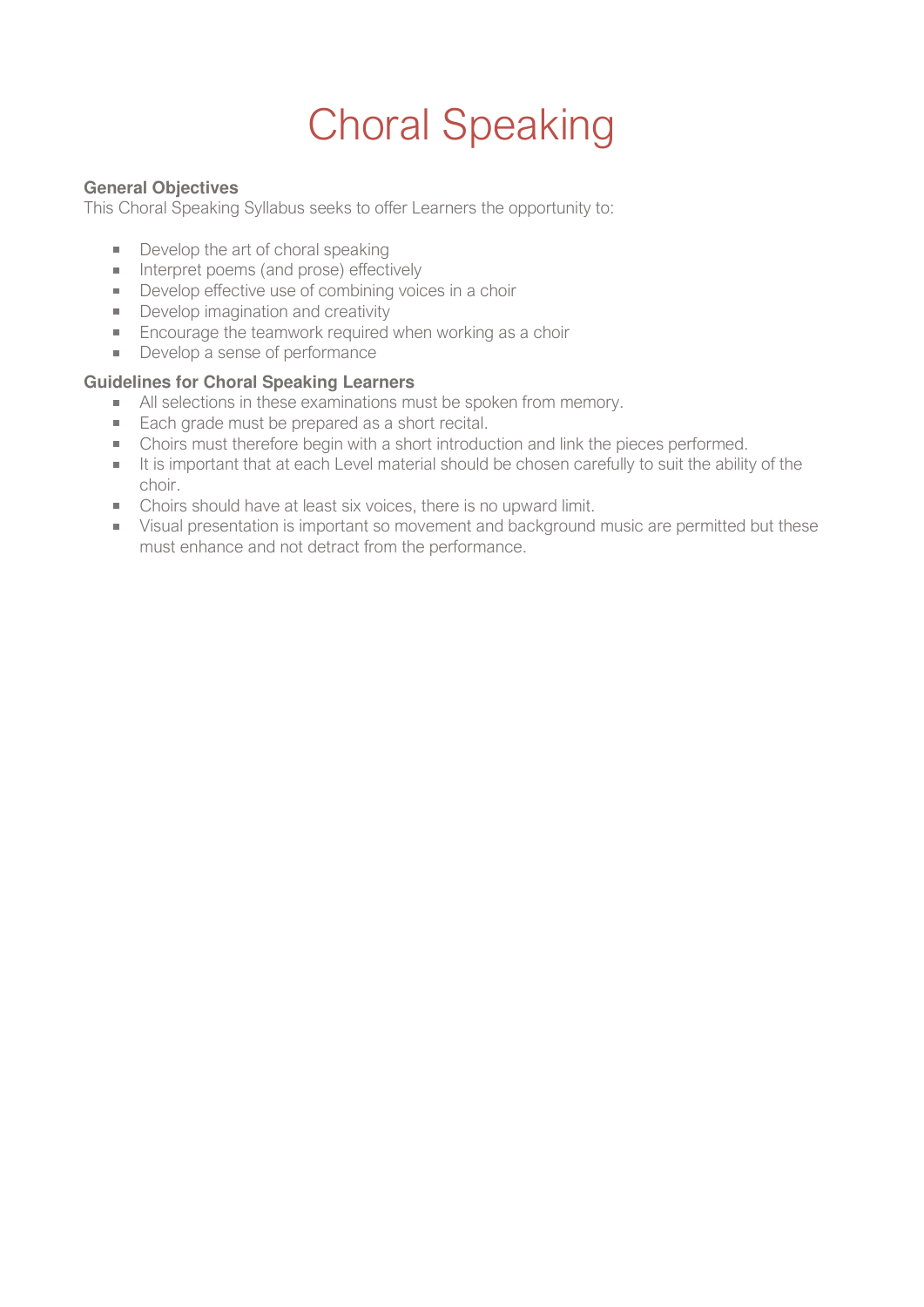# Choral Speaking

**General Objectives**

This Choral Speaking Syllabus seeks to offer Learners the opportunity to:

- Develop the art of choral speaking
- Interpret poems (and prose) effectively
- Develop effective use of combining voices in a choir
- Develop imagination and creativity
- Encourage the teamwork required when working as a choir
- Develop a sense of performance

**Guidelines for Choral Speaking Learners**

- All selections in these examinations must be spoken from memory.
- Each grade must be prepared as a short recital.
- Choirs must therefore begin with a short introduction and link the pieces performed.
- It is important that at each Level material should be chosen carefully to suit the ability of the choir.
- Choirs should have at least six voices, there is no upward limit.
- Visual presentation is important so movement and background music are permitted but these must enhance and not detract from the performance.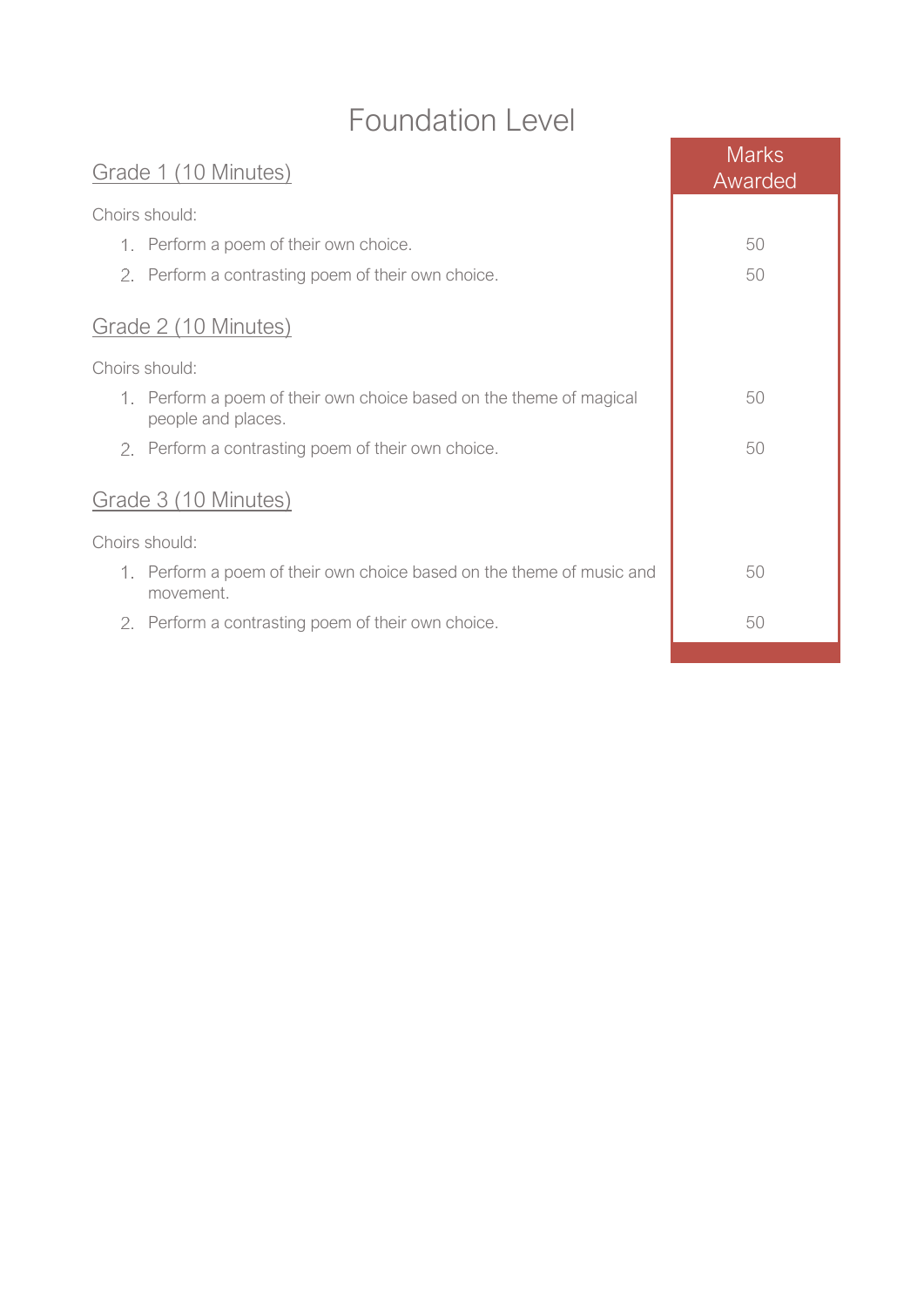# Foundation Level

| | Marks Awarded |
|---|---|
| **Grade 1 (10 Minutes)** | |
| Choirs should: | |
| 1. Perform a poem of their own choice. | 50 |
| 2. Perform a contrasting poem of their own choice. | 50 |
| **Grade 2 (10 Minutes)** | |
| Choirs should: | |
| 1. Perform a poem of their own choice based on the theme of magical people and places. | 50 |
| 2. Perform a contrasting poem of their own choice. | 50 |
| **Grade 3 (10 Minutes)** | |
| Choirs should: | |
| 1. Perform a poem of their own choice based on the theme of music and movement. | 50 |
| 2. Perform a contrasting poem of their own choice. | 50 |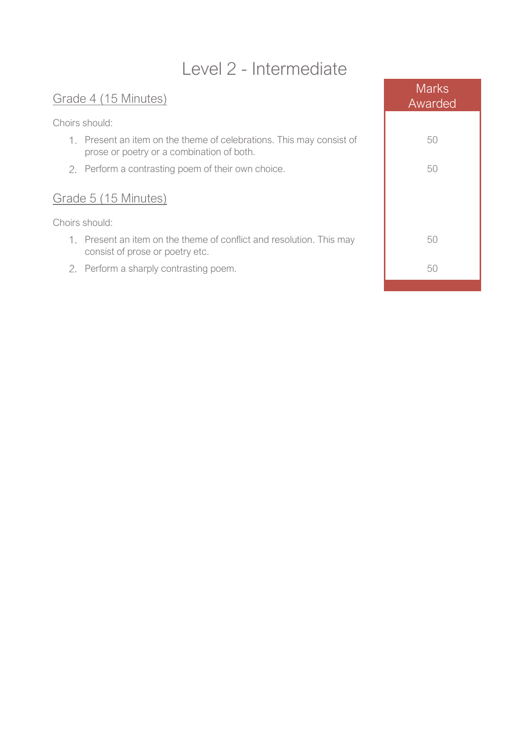# Level 2 - Intermediate

| Grade / Requirement | Marks Awarded |
|---|---|
| **Grade 4 (15 Minutes)** | |
| Choirs should: | |
| 1. Present an item on the theme of celebrations. This may consist of prose or poetry or a combination of both. | 50 |
| 2. Perform a contrasting poem of their own choice. | 50 |
| **Grade 5 (15 Minutes)** | |
| Choirs should: | |
| 1. Present an item on the theme of conflict and resolution. This may consist of prose or poetry etc. | 50 |
| 2. Perform a sharply contrasting poem. | 50 |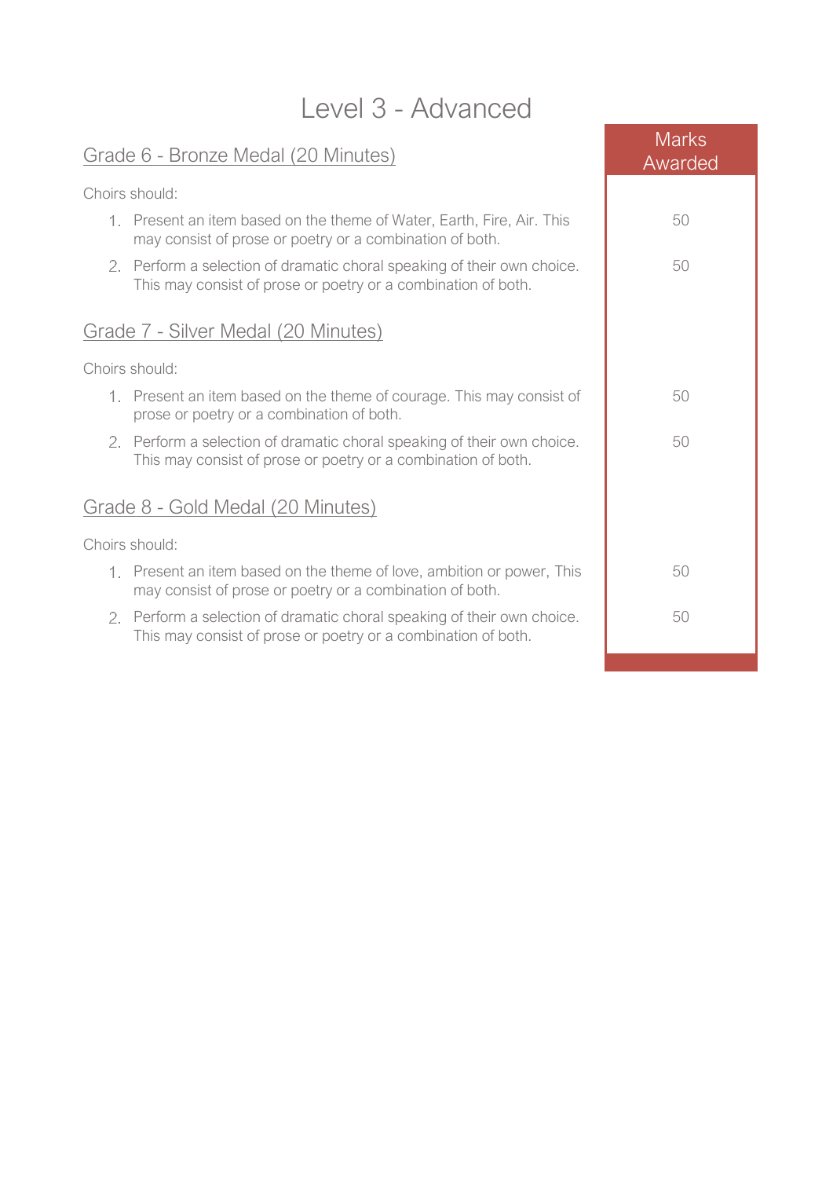# Level 3 - Advanced

| | Marks Awarded |
|---|---|
| **Grade 6 - Bronze Medal (20 Minutes)** | |
| Choirs should: | |
| 1. Present an item based on the theme of Water, Earth, Fire, Air. This may consist of prose or poetry or a combination of both. | 50 |
| 2. Perform a selection of dramatic choral speaking of their own choice. This may consist of prose or poetry or a combination of both. | 50 |
| **Grade 7 - Silver Medal (20 Minutes)** | |
| Choirs should: | |
| 1. Present an item based on the theme of courage. This may consist of prose or poetry or a combination of both. | 50 |
| 2. Perform a selection of dramatic choral speaking of their own choice. This may consist of prose or poetry or a combination of both. | 50 |
| **Grade 8 - Gold Medal (20 Minutes)** | |
| Choirs should: | |
| 1. Present an item based on the theme of love, ambition or power, This may consist of prose or poetry or a combination of both. | 50 |
| 2. Perform a selection of dramatic choral speaking of their own choice. This may consist of prose or poetry or a combination of both. | 50 |